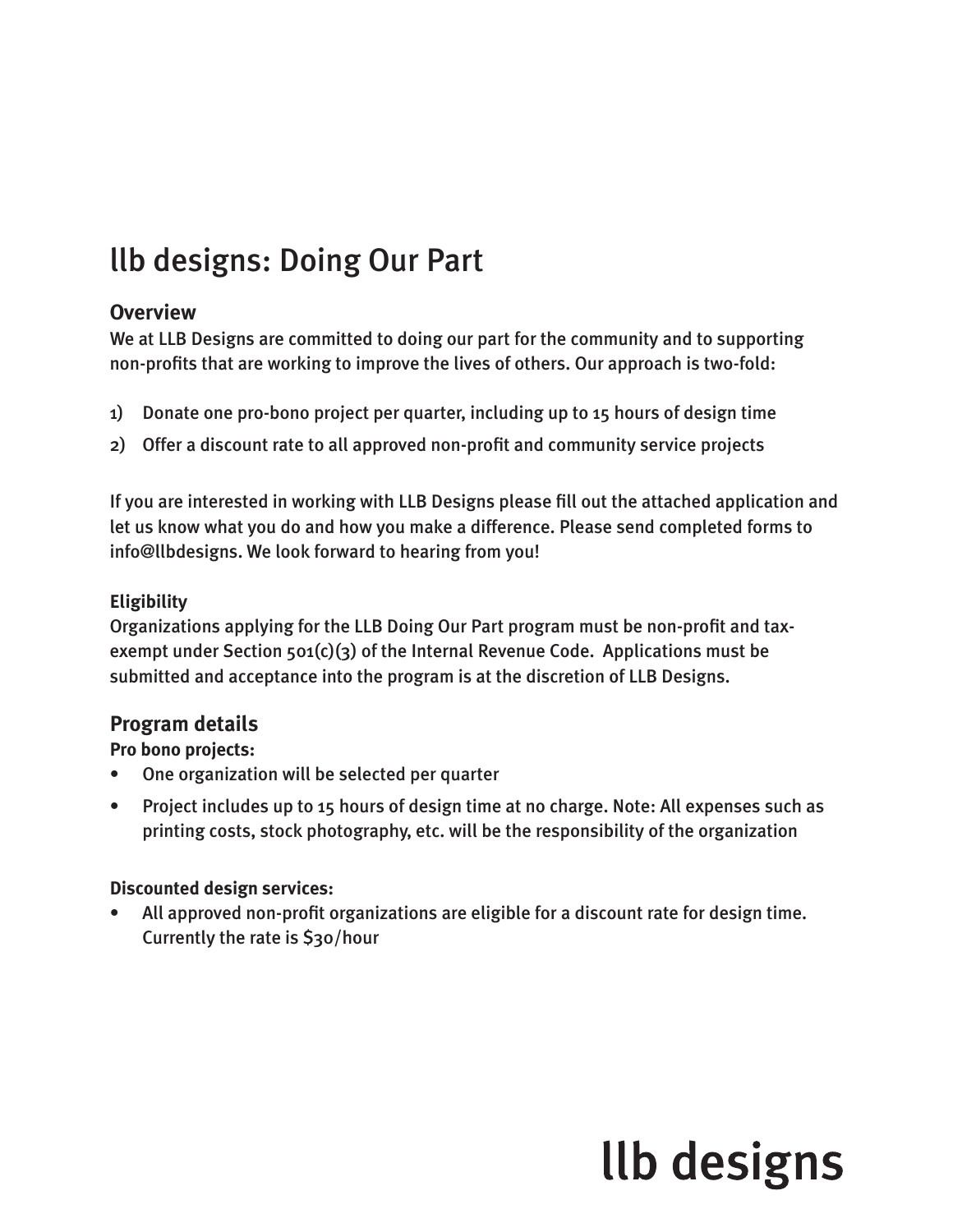# llb designs: Doing Our Part

## Overview

We at LLB Designs are committed to doing our part for the community and to supporting non-profits that are working to improve the lives of others. Our approach is two-fold:

1) Donate one pro-bono project per quarter, including up to 15 hours of design time
2) Offer a discount rate to all approved non-profit and community service projects

If you are interested in working with LLB Designs please fill out the attached application and let us know what you do and how you make a difference. Please send completed forms to info@llbdesigns. We look forward to hearing from you!

### Eligibility

Organizations applying for the LLB Doing Our Part program must be non-profit and tax-exempt under Section 501(c)(3) of the Internal Revenue Code. Applications must be submitted and acceptance into the program is at the discretion of LLB Designs.

## Program details

**Pro bono projects:**

- One organization will be selected per quarter
- Project includes up to 15 hours of design time at no charge. Note: All expenses such as printing costs, stock photography, etc. will be the responsibility of the organization

**Discounted design services:**

- All approved non-profit organizations are eligible for a discount rate for design time. Currently the rate is $30/hour

llb designs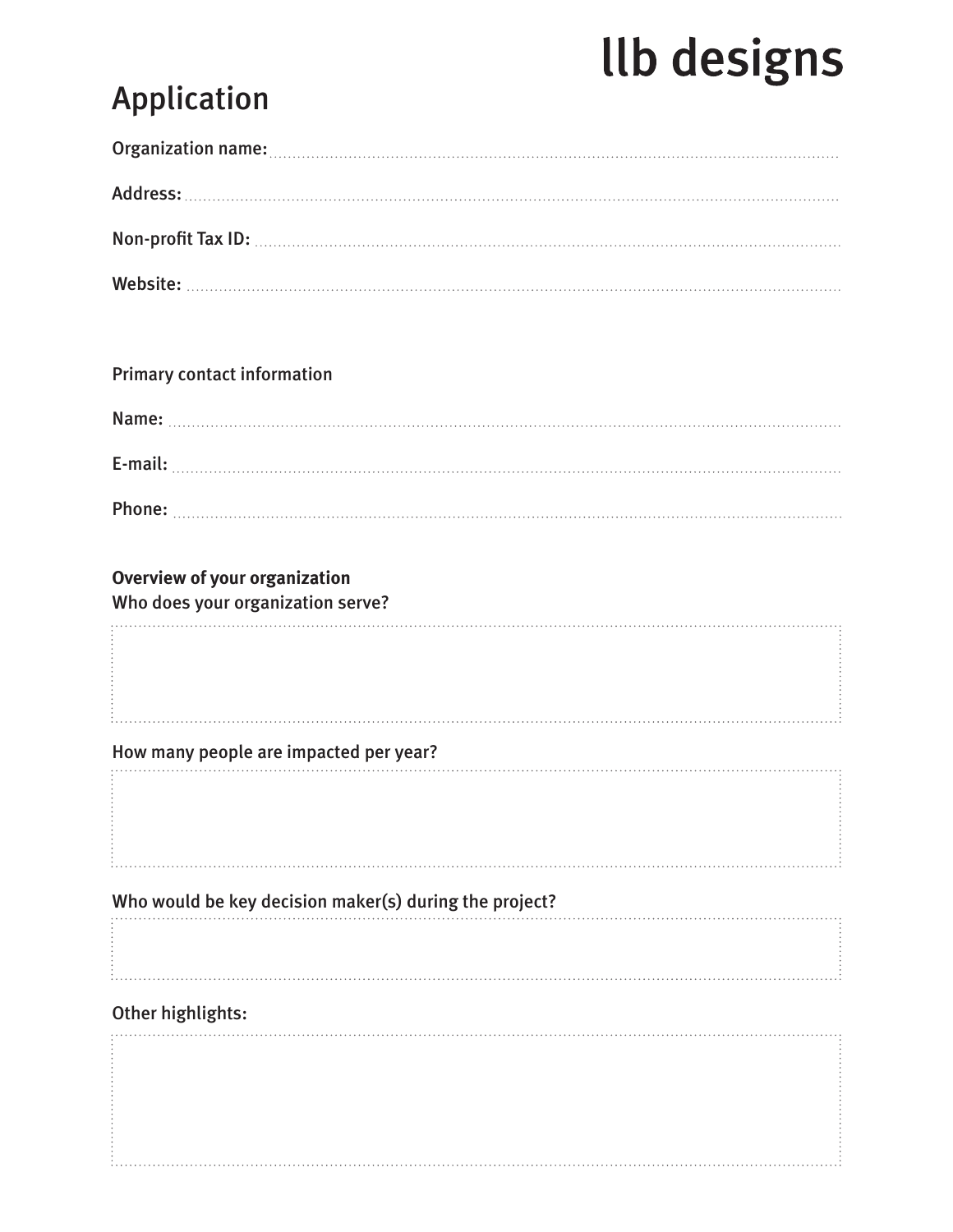llb designs

# Application

Organization name:

Address:

Non-profit Tax ID:

Website:

Primary contact information

Name:

E-mail:

Phone:

**Overview of your organization**

Who does your organization serve?

How many people are impacted per year?

Who would be key decision maker(s) during the project?

Other highlights: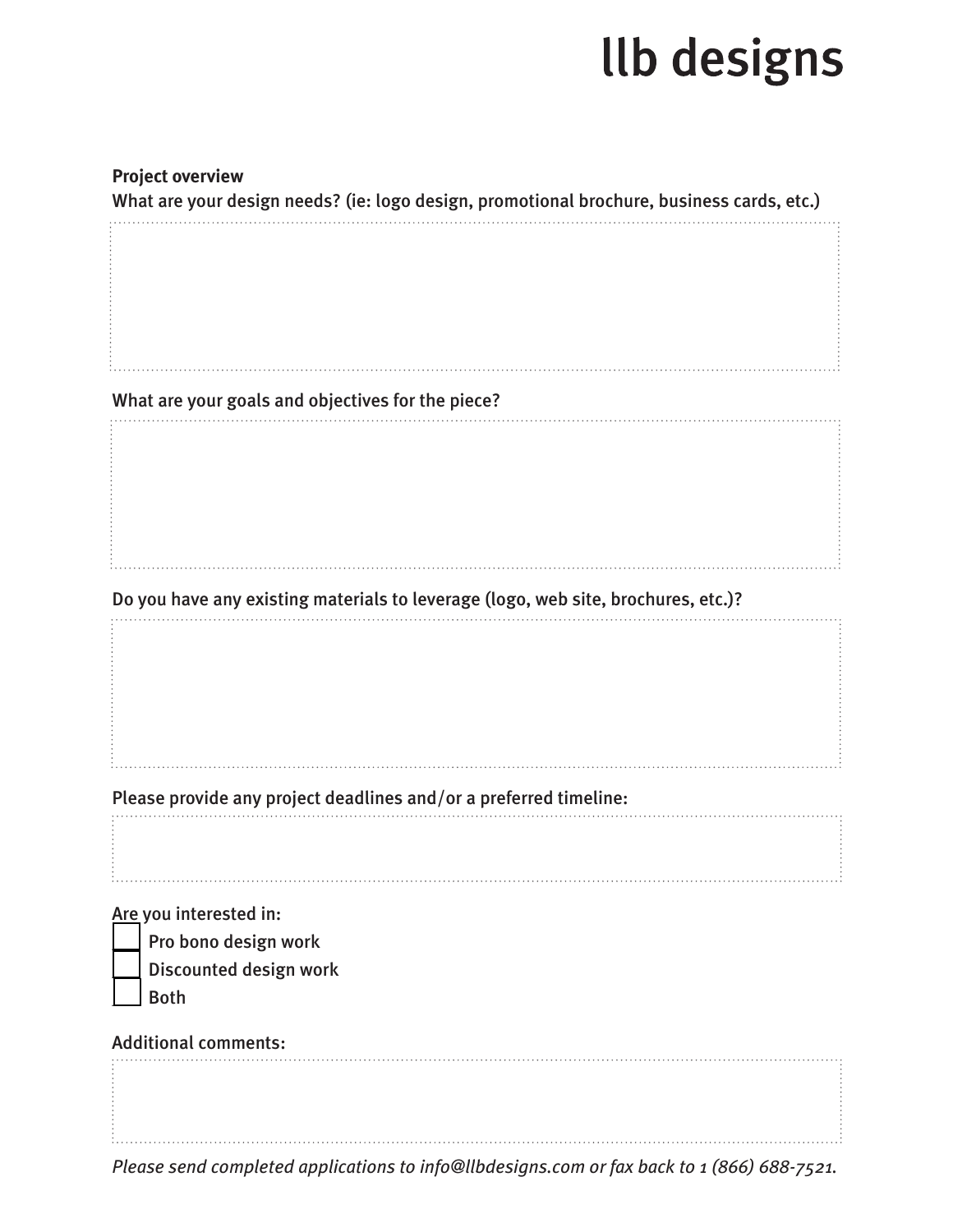# llb designs

**Project overview**

What are your design needs? (ie: logo design, promotional brochure, business cards, etc.)

What are your goals and objectives for the piece?

Do you have any existing materials to leverage (logo, web site, brochures, etc.)?

Please provide any project deadlines and/or a preferred timeline:

Are you interested in:

- [ ] Pro bono design work
- [ ] Discounted design work
- [ ] Both

Additional comments:

*Please send completed applications to info@llbdesigns.com or fax back to 1 (866) 688-7521.*